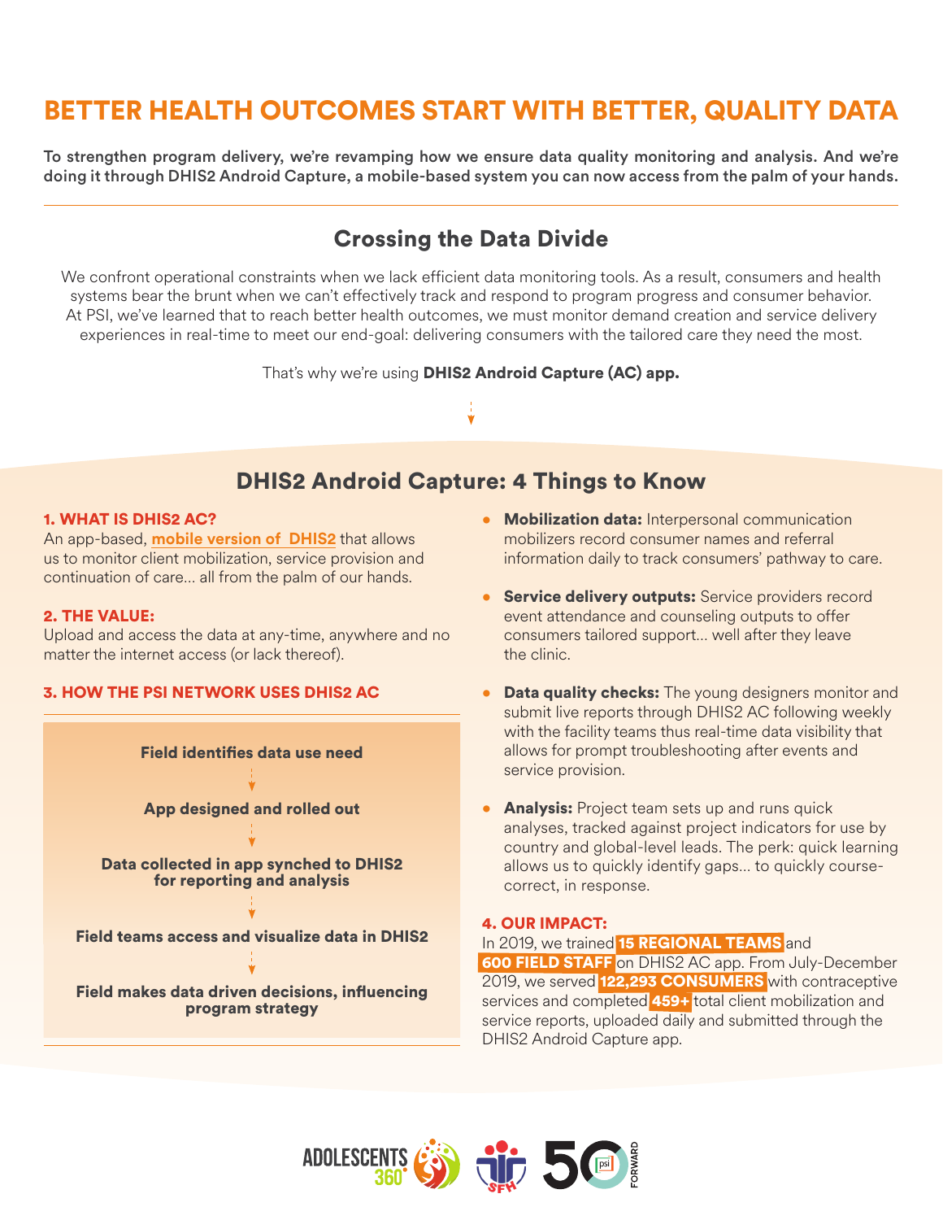# BETTER HEALTH OUTCOMES START WITH BETTER, QUALITY DATA

**To strengthen program delivery, we're revamping how we ensure data quality monitoring and analysis. And we're doing it through DHIS2 Android Capture, a mobile-based system you can now access from the palm of your hands.**

## Crossing the Data Divide

We confront operational constraints when we lack efficient data monitoring tools. As a result, consumers and health systems bear the brunt when we can't effectively track and respond to program progress and consumer behavior. At PSI, we've learned that to reach better health outcomes, we must monitor demand creation and service delivery experiences in real-time to meet our end-goal: delivering consumers with the tailored care they need the most.

That's why we're using **DHIS2 Android Capture (AC) app.**

## DHIS2 Android Capture: 4 Things to Know

### 1. WHAT IS DHIS2 AC?

An app-based, **mobile version of DHIS2** that allows us to monitor client mobilization, service provision and continuation of care… all from the palm of our hands.

### 2. THE VALUE:

Upload and access the data at any-time, anywhere and no matter the internet access (or lack thereof).

### 3. HOW THE PSI NETWORK USES DHIS2 AC

**Field identifies data use need**

↓

**App designed and rolled out**

↓

**Data collected in app synched to DHIS2 for reporting and analysis**

↓

**Field teams access and visualize data in DHIS2**

↓

**Field makes data driven decisions, influencing program strategy**

- **Mobilization data:** Interpersonal communication mobilizers record consumer names and referral information daily to track consumers' pathway to care.
- **Service delivery outputs:** Service providers record event attendance and counseling outputs to offer consumers tailored support… well after they leave the clinic.
- **Data quality checks:** The young designers monitor and submit live reports through DHIS2 AC following weekly with the facility teams thus real-time data visibility that allows for prompt troubleshooting after events and service provision.
- **Analysis:** Project team sets up and runs quick analyses, tracked against project indicators for use by country and global-level leads. The perk: quick learning allows us to quickly identify gaps… to quickly course-correct, in response.

### 4. OUR IMPACT:

In 2019, we trained **15 REGIONAL TEAMS** and **600 FIELD STAFF** on DHIS2 AC app. From July-December 2019, we served **122,293 CONSUMERS** with contraceptive services and completed **459+** total client mobilization and service reports, uploaded daily and submitted through the DHIS2 Android Capture app.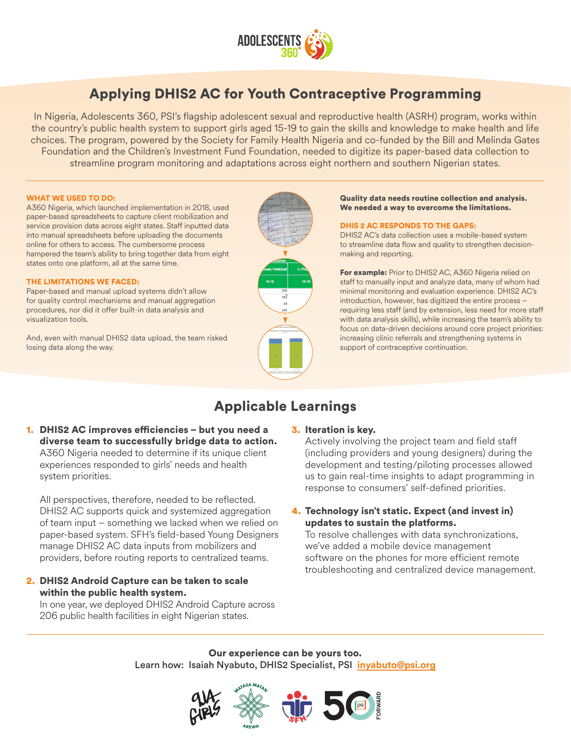ADOLESCENTS 360°

# Applying DHIS2 AC for Youth Contraceptive Programming

In Nigeria, Adolescents 360, PSI's flagship adolescent sexual and reproductive health (ASRH) program, works within the country's public health system to support girls aged 15-19 to gain the skills and knowledge to make health and life choices. The program, powered by the Society for Family Health Nigeria and co-funded by the Bill and Melinda Gates Foundation and the Children's Investment Fund Foundation, needed to digitize its paper-based data collection to streamline program monitoring and adaptations across eight northern and southern Nigerian states.

### WHAT WE USED TO DO:

A360 Nigeria, which launched implementation in 2018, used paper-based spreadsheets to capture client mobilization and service provision data across eight states. Staff inputted data into manual spreadsheets before uploading the documents online for others to access. The cumbersome process hampered the team's ability to bring together data from eight states onto one platform, all at the same time.

### THE LIMITATIONS WE FACED:

Paper-based and manual upload systems didn't allow for quality control mechanisms and manual aggregation procedures, nor did it offer built-in data analysis and visualization tools.

And, even with manual DHIS2 data upload, the team risked losing data along the way.

**Quality data needs routine collection and analysis. We needed a way to overcome the limitations.**

### DHIS 2 AC RESPONDS TO THE GAPS:

DHIS2 AC's data collection uses a mobile-based system to streamline data flow and quality to strengthen decision-making and reporting.

**For example:** Prior to DHIS2 AC, A360 Nigeria relied on staff to manually input and analyze data, many of whom had minimal monitoring and evaluation experience. DHIS2 AC's introduction, however, has digitized the entire process – requiring less staff (and by extension, less need for more staff with data analysis skills), while increasing the team's ability to focus on data-driven decisions around core project priorities: increasing clinic referrals and strengthening systems in support of contraceptive continuation.

## Applicable Learnings

1. **DHIS2 AC improves efficiencies – but you need a diverse team to successfully bridge data to action.** A360 Nigeria needed to determine if its unique client experiences responded to girls' needs and health system priorities.

   All perspectives, therefore, needed to be reflected. DHIS2 AC supports quick and systemized aggregation of team input – something we lacked when we relied on paper-based system. SFH's field-based Young Designers manage DHIS2 AC data inputs from mobilizers and providers, before routing reports to centralized teams.

2. **DHIS2 Android Capture can be taken to scale within the public health system.**
   In one year, we deployed DHIS2 Android Capture across 206 public health facilities in eight Nigerian states.

3. **Iteration is key.**
   Actively involving the project team and field staff (including providers and young designers) during the development and testing/piloting processes allowed us to gain real-time insights to adapt programming in response to consumers' self-defined priorities.

4. **Technology isn't static. Expect (and invest in) updates to sustain the platforms.**
   To resolve challenges with data synchronizations, we've added a mobile device management software on the phones for more efficient remote troubleshooting and centralized device management.

**Our experience can be yours too.**
**Learn how: Isaiah Nyabuto, DHIS2 Specialist, PSI inyabuto@psi.org**